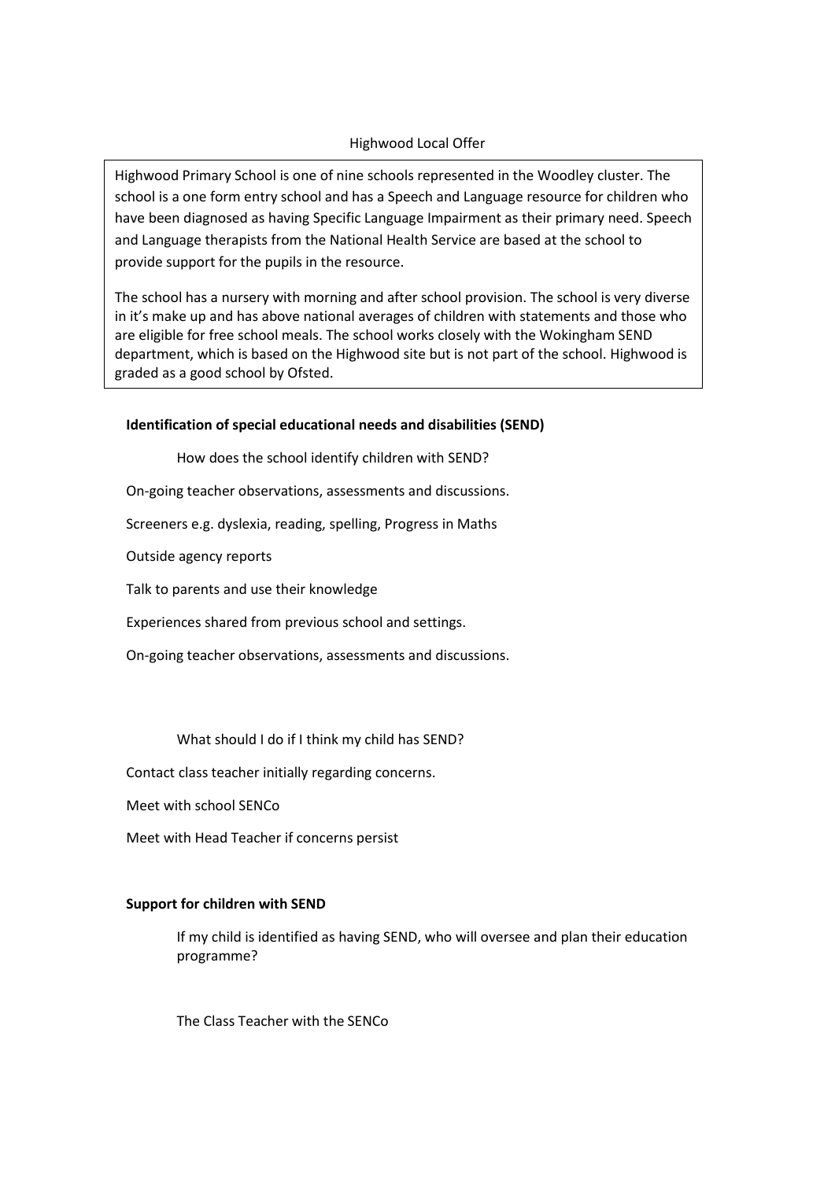# Highwood Local Offer

Highwood Primary School is one of nine schools represented in the Woodley cluster. The school is a one form entry school and has a Speech and Language resource for children who have been diagnosed as having Specific Language Impairment as their primary need. Speech and Language therapists from the National Health Service are based at the school to provide support for the pupils in the resource.

The school has a nursery with morning and after school provision. The school is very diverse in it's make up and has above national averages of children with statements and those who are eligible for free school meals. The school works closely with the Wokingham SEND department, which is based on the Highwood site but is not part of the school. Highwood is graded as a good school by Ofsted.

## Identification of special educational needs and disabilities (SEND)

### How does the school identify children with SEND?

On-going teacher observations, assessments and discussions.

Screeners e.g. dyslexia, reading, spelling, Progress in Maths

Outside agency reports

Talk to parents and use their knowledge

Experiences shared from previous school and settings.

On-going teacher observations, assessments and discussions.

### What should I do if I think my child has SEND?

Contact class teacher initially regarding concerns.

Meet with school SENCo

Meet with Head Teacher if concerns persist

## Support for children with SEND

### If my child is identified as having SEND, who will oversee and plan their education programme?

The Class Teacher with the SENCo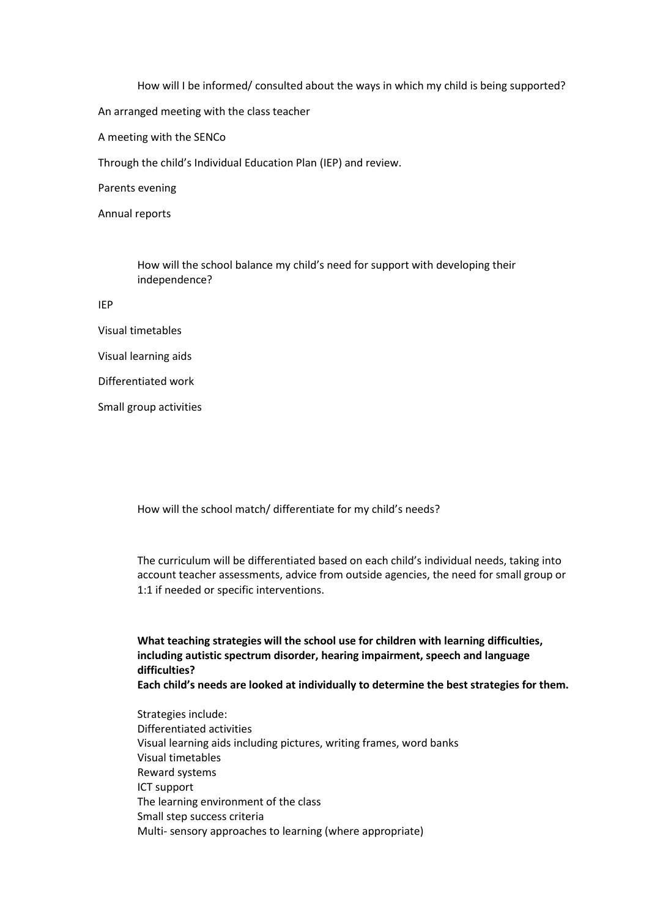How will I be informed/ consulted about the ways in which my child is being supported?

An arranged meeting with the class teacher

A meeting with the SENCo

Through the child's Individual Education Plan (IEP) and review.

Parents evening

Annual reports

How will the school balance my child's need for support with developing their independence?

IEP

Visual timetables

Visual learning aids

Differentiated work

Small group activities

How will the school match/ differentiate for my child's needs?

The curriculum will be differentiated based on each child's individual needs, taking into account teacher assessments, advice from outside agencies, the need for small group or 1:1 if needed or specific interventions.

**What teaching strategies will the school use for children with learning difficulties, including autistic spectrum disorder, hearing impairment, speech and language difficulties?**
**Each child's needs are looked at individually to determine the best strategies for them.**

Strategies include:
Differentiated activities
Visual learning aids including pictures, writing frames, word banks
Visual timetables
Reward systems
ICT support
The learning environment of the class
Small step success criteria
Multi- sensory approaches to learning (where appropriate)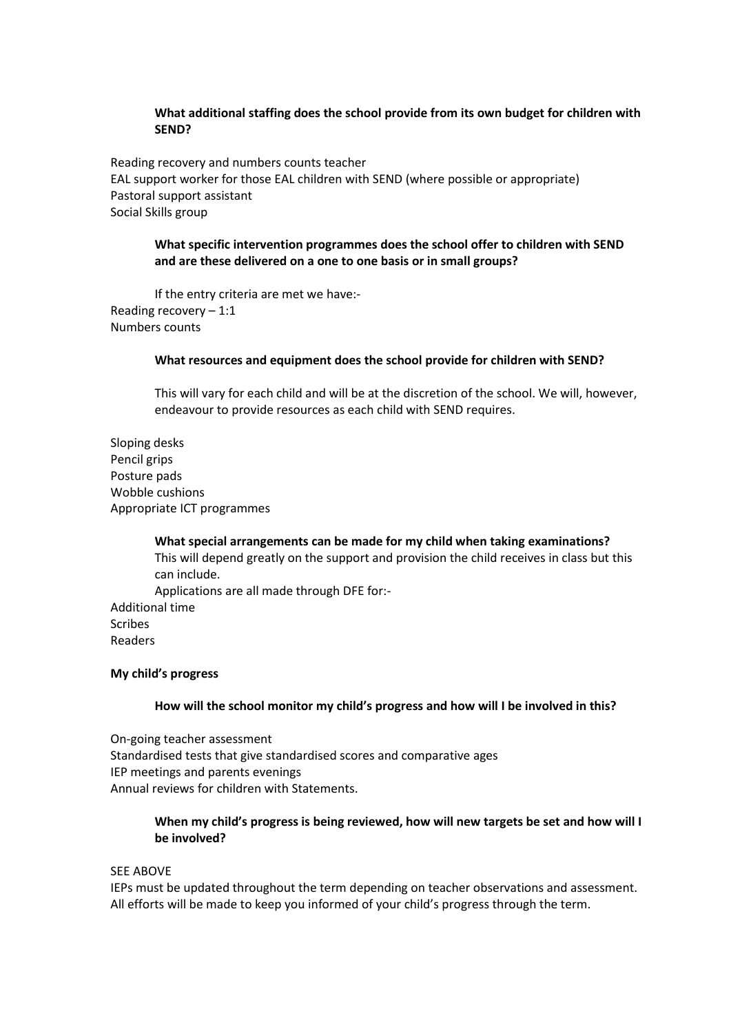**What additional staffing does the school provide from its own budget for children with SEND?**

Reading recovery and numbers counts teacher
EAL support worker for those EAL children with SEND (where possible or appropriate)
Pastoral support assistant
Social Skills group

**What specific intervention programmes does the school offer to children with SEND and are these delivered on a one to one basis or in small groups?**

If the entry criteria are met we have:-
Reading recovery – 1:1
Numbers counts

**What resources and equipment does the school provide for children with SEND?**

This will vary for each child and will be at the discretion of the school. We will, however, endeavour to provide resources as each child with SEND requires.

Sloping desks
Pencil grips
Posture pads
Wobble cushions
Appropriate ICT programmes

**What special arrangements can be made for my child when taking examinations?**

This will depend greatly on the support and provision the child receives in class but this can include.

Applications are all made through DFE for:-
Additional time
Scribes
Readers

**My child's progress**

**How will the school monitor my child's progress and how will I be involved in this?**

On-going teacher assessment
Standardised tests that give standardised scores and comparative ages
IEP meetings and parents evenings
Annual reviews for children with Statements.

**When my child's progress is being reviewed, how will new targets be set and how will I be involved?**

SEE ABOVE
IEPs must be updated throughout the term depending on teacher observations and assessment. All efforts will be made to keep you informed of your child's progress through the term.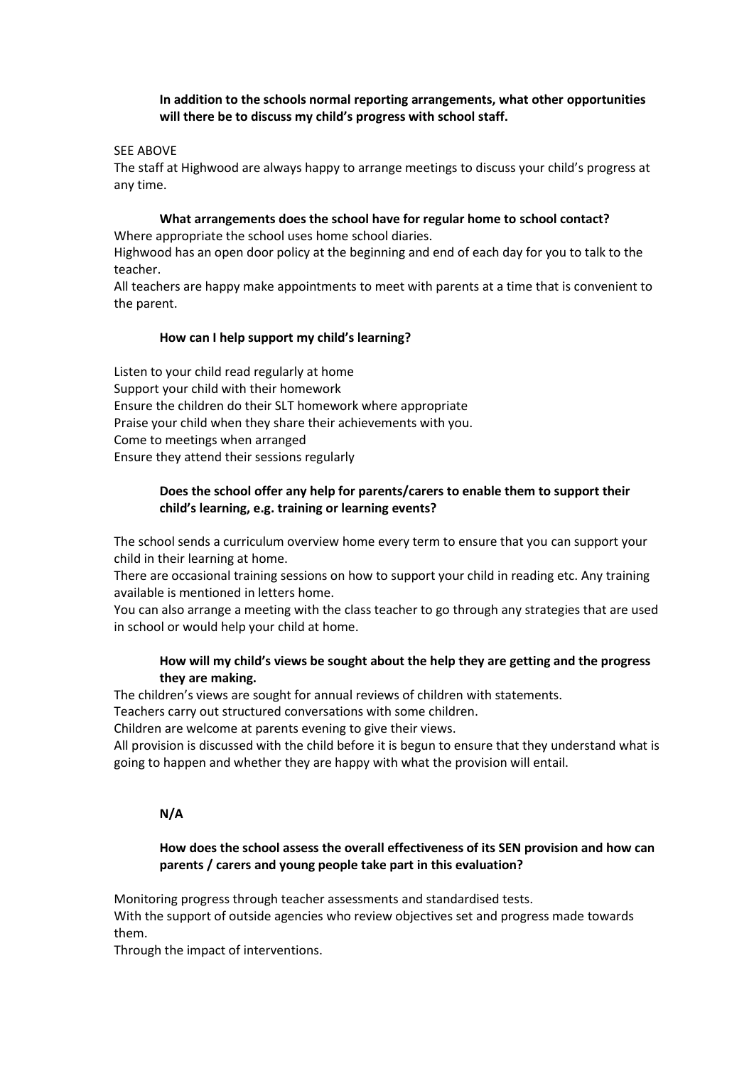**In addition to the schools normal reporting arrangements, what other opportunities will there be to discuss my child's progress with school staff.**

SEE ABOVE
The staff at Highwood are always happy to arrange meetings to discuss your child's progress at any time.

**What arrangements does the school have for regular home to school contact?**

Where appropriate the school uses home school diaries.
Highwood has an open door policy at the beginning and end of each day for you to talk to the teacher.
All teachers are happy make appointments to meet with parents at a time that is convenient to the parent.

**How can I help support my child's learning?**

Listen to your child read regularly at home
Support your child with their homework
Ensure the children do their SLT homework where appropriate
Praise your child when they share their achievements with you.
Come to meetings when arranged
Ensure they attend their sessions regularly

**Does the school offer any help for parents/carers to enable them to support their child's learning, e.g. training or learning events?**

The school sends a curriculum overview home every term to ensure that you can support your child in their learning at home.
There are occasional training sessions on how to support your child in reading etc. Any training available is mentioned in letters home.
You can also arrange a meeting with the class teacher to go through any strategies that are used in school or would help your child at home.

**How will my child's views be sought about the help they are getting and the progress they are making.**

The children's views are sought for annual reviews of children with statements.
Teachers carry out structured conversations with some children.
Children are welcome at parents evening to give their views.
All provision is discussed with the child before it is begun to ensure that they understand what is going to happen and whether they are happy with what the provision will entail.

**N/A**

**How does the school assess the overall effectiveness of its SEN provision and how can parents / carers and young people take part in this evaluation?**

Monitoring progress through teacher assessments and standardised tests.
With the support of outside agencies who review objectives set and progress made towards them.
Through the impact of interventions.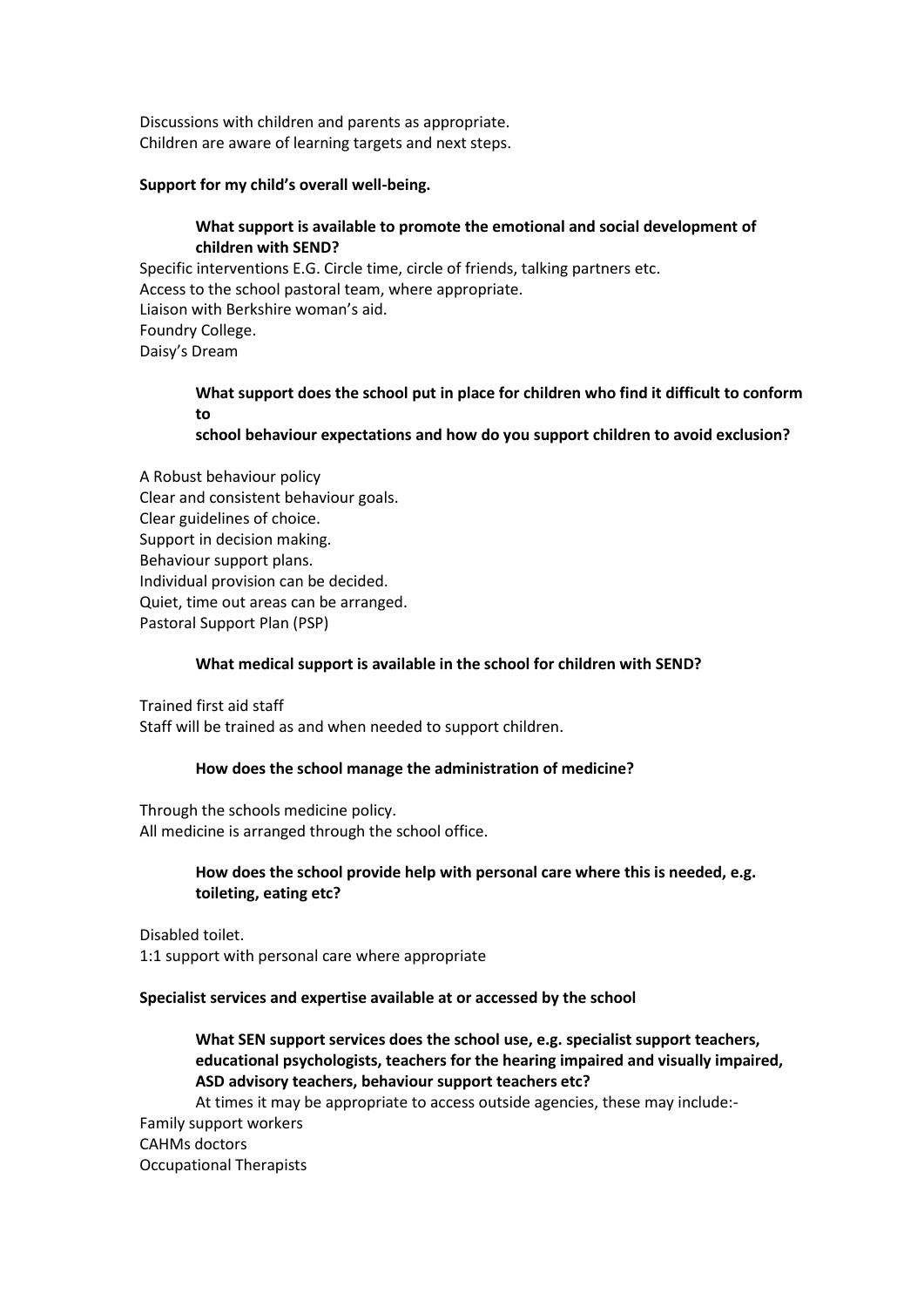Discussions with children and parents as appropriate.
Children are aware of learning targets and next steps.

**Support for my child's overall well-being.**

**What support is available to promote the emotional and social development of children with SEND?**

Specific interventions E.G. Circle time, circle of friends, talking partners etc.
Access to the school pastoral team, where appropriate.
Liaison with Berkshire woman's aid.
Foundry College.
Daisy's Dream

**What support does the school put in place for children who find it difficult to conform to school behaviour expectations and how do you support children to avoid exclusion?**

A Robust behaviour policy
Clear and consistent behaviour goals.
Clear guidelines of choice.
Support in decision making.
Behaviour support plans.
Individual provision can be decided.
Quiet, time out areas can be arranged.
Pastoral Support Plan (PSP)

**What medical support is available in the school for children with SEND?**

Trained first aid staff
Staff will be trained as and when needed to support children.

**How does the school manage the administration of medicine?**

Through the schools medicine policy.
All medicine is arranged through the school office.

**How does the school provide help with personal care where this is needed, e.g. toileting, eating etc?**

Disabled toilet.
1:1 support with personal care where appropriate

**Specialist services and expertise available at or accessed by the school**

**What SEN support services does the school use, e.g. specialist support teachers, educational psychologists, teachers for the hearing impaired and visually impaired, ASD advisory teachers, behaviour support teachers etc?**

At times it may be appropriate to access outside agencies, these may include:-
Family support workers
CAHMs doctors
Occupational Therapists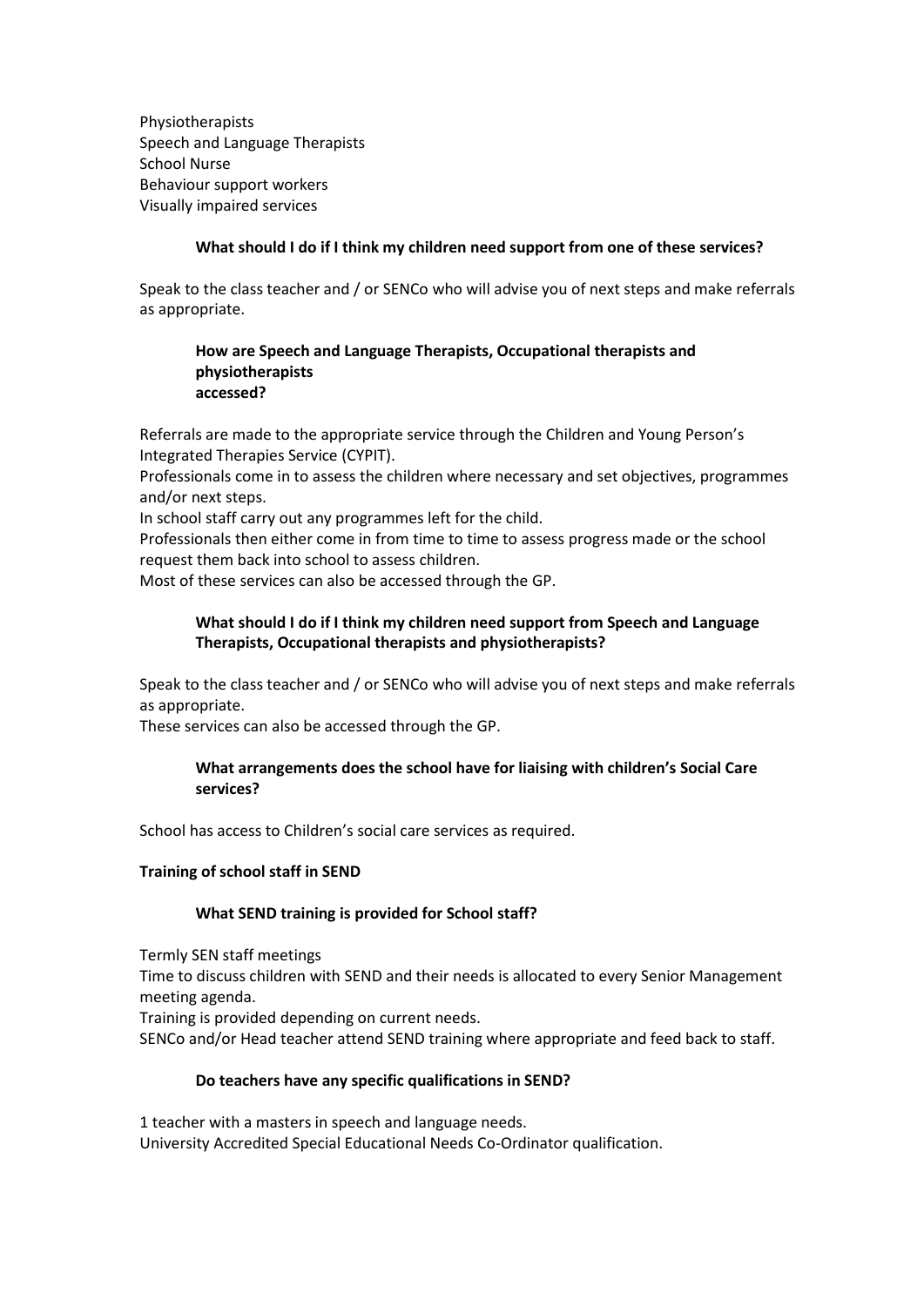Physiotherapists
Speech and Language Therapists
School Nurse
Behaviour support workers
Visually impaired services

**What should I do if I think my children need support from one of these services?**

Speak to the class teacher and / or SENCo who will advise you of next steps and make referrals as appropriate.

**How are Speech and Language Therapists, Occupational therapists and physiotherapists accessed?**

Referrals are made to the appropriate service through the Children and Young Person's Integrated Therapies Service (CYPIT).
Professionals come in to assess the children where necessary and set objectives, programmes and/or next steps.
In school staff carry out any programmes left for the child.
Professionals then either come in from time to time to assess progress made or the school request them back into school to assess children.
Most of these services can also be accessed through the GP.

**What should I do if I think my children need support from Speech and Language Therapists, Occupational therapists and physiotherapists?**

Speak to the class teacher and / or SENCo who will advise you of next steps and make referrals as appropriate.
These services can also be accessed through the GP.

**What arrangements does the school have for liaising with children's Social Care services?**

School has access to Children's social care services as required.

**Training of school staff in SEND**

**What SEND training is provided for School staff?**

Termly SEN staff meetings
Time to discuss children with SEND and their needs is allocated to every Senior Management meeting agenda.
Training is provided depending on current needs.
SENCo and/or Head teacher attend SEND training where appropriate and feed back to staff.

**Do teachers have any specific qualifications in SEND?**

1 teacher with a masters in speech and language needs.
University Accredited Special Educational Needs Co-Ordinator qualification.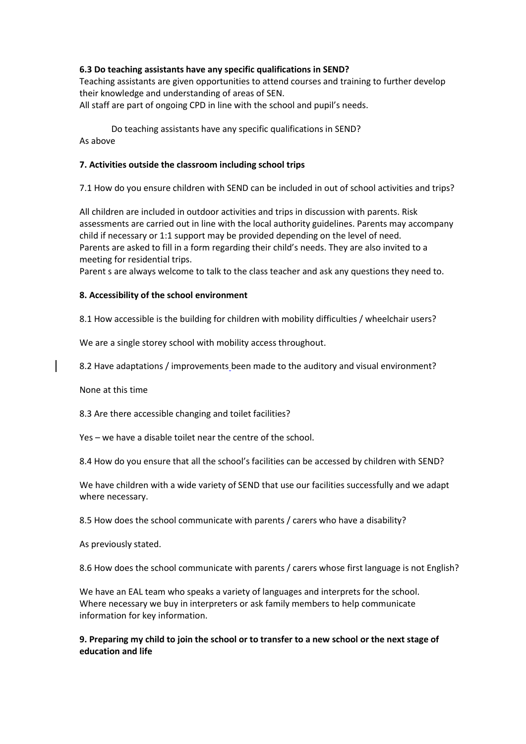**6.3 Do teaching assistants have any specific qualifications in SEND?**

Teaching assistants are given opportunities to attend courses and training to further develop their knowledge and understanding of areas of SEN.
All staff are part of ongoing CPD in line with the school and pupil's needs.

Do teaching assistants have any specific qualifications in SEND?
As above

**7. Activities outside the classroom including school trips**

7.1 How do you ensure children with SEND can be included in out of school activities and trips?

All children are included in outdoor activities and trips in discussion with parents. Risk assessments are carried out in line with the local authority guidelines. Parents may accompany child if necessary or 1:1 support may be provided depending on the level of need.
Parents are asked to fill in a form regarding their child's needs. They are also invited to a meeting for residential trips.
Parent s are always welcome to talk to the class teacher and ask any questions they need to.

**8. Accessibility of the school environment**

8.1 How accessible is the building for children with mobility difficulties / wheelchair users?

We are a single storey school with mobility access throughout.

8.2 Have adaptations / improvements been made to the auditory and visual environment?

None at this time

8.3 Are there accessible changing and toilet facilities?

Yes – we have a disable toilet near the centre of the school.

8.4 How do you ensure that all the school's facilities can be accessed by children with SEND?

We have children with a wide variety of SEND that use our facilities successfully and we adapt where necessary.

8.5 How does the school communicate with parents / carers who have a disability?

As previously stated.

8.6 How does the school communicate with parents / carers whose first language is not English?

We have an EAL team who speaks a variety of languages and interprets for the school.
Where necessary we buy in interpreters or ask family members to help communicate information for key information.

**9. Preparing my child to join the school or to transfer to a new school or the next stage of education and life**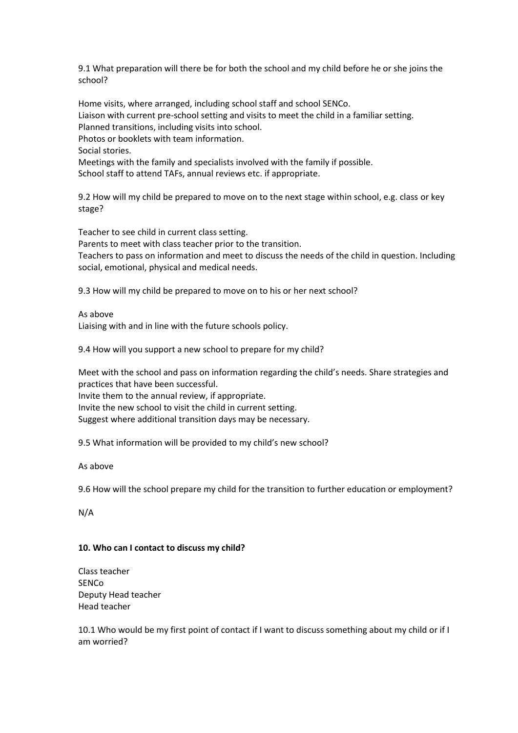9.1 What preparation will there be for both the school and my child before he or she joins the school?

Home visits, where arranged, including school staff and school SENCo.
Liaison with current pre-school setting and visits to meet the child in a familiar setting.
Planned transitions, including visits into school.
Photos or booklets with team information.
Social stories.
Meetings with the family and specialists involved with the family if possible.
School staff to attend TAFs, annual reviews etc. if appropriate.

9.2 How will my child be prepared to move on to the next stage within school, e.g. class or key stage?

Teacher to see child in current class setting.
Parents to meet with class teacher prior to the transition.
Teachers to pass on information and meet to discuss the needs of the child in question. Including social, emotional, physical and medical needs.

9.3 How will my child be prepared to move on to his or her next school?

As above
Liaising with and in line with the future schools policy.

9.4 How will you support a new school to prepare for my child?

Meet with the school and pass on information regarding the child's needs. Share strategies and practices that have been successful.
Invite them to the annual review, if appropriate.
Invite the new school to visit the child in current setting.
Suggest where additional transition days may be necessary.

9.5 What information will be provided to my child's new school?

As above

9.6 How will the school prepare my child for the transition to further education or employment?

N/A

**10. Who can I contact to discuss my child?**

Class teacher
SENCo
Deputy Head teacher
Head teacher

10.1 Who would be my first point of contact if I want to discuss something about my child or if I am worried?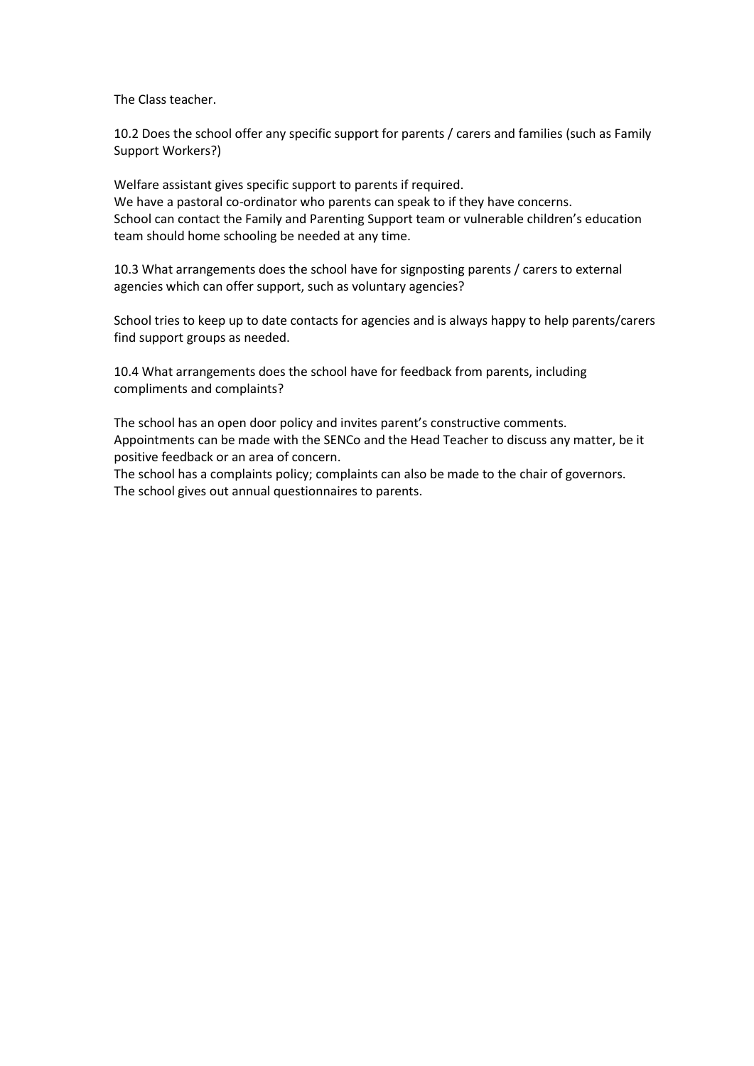The Class teacher.

10.2 Does the school offer any specific support for parents / carers and families (such as Family Support Workers?)

Welfare assistant gives specific support to parents if required.
We have a pastoral co-ordinator who parents can speak to if they have concerns.
School can contact the Family and Parenting Support team or vulnerable children's education team should home schooling be needed at any time.

10.3 What arrangements does the school have for signposting parents / carers to external agencies which can offer support, such as voluntary agencies?

School tries to keep up to date contacts for agencies and is always happy to help parents/carers find support groups as needed.

10.4 What arrangements does the school have for feedback from parents, including compliments and complaints?

The school has an open door policy and invites parent's constructive comments.
Appointments can be made with the SENCo and the Head Teacher to discuss any matter, be it positive feedback or an area of concern.
The school has a complaints policy; complaints can also be made to the chair of governors.
The school gives out annual questionnaires to parents.